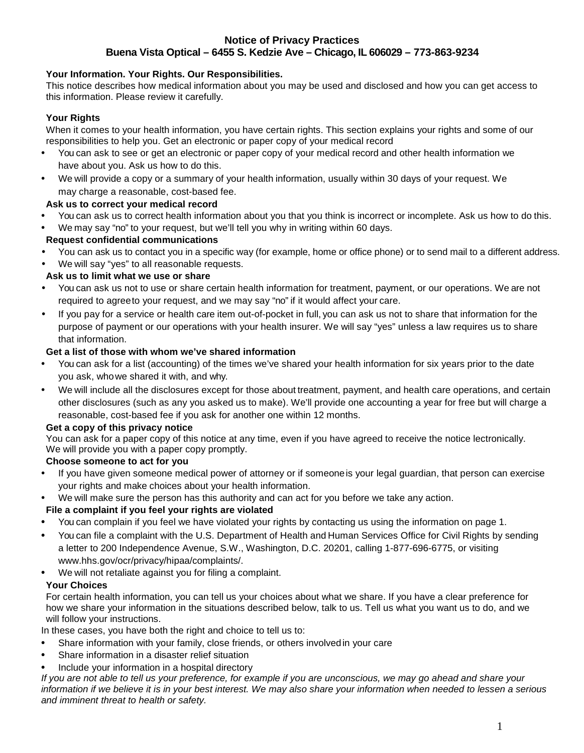# Notice of Privacy Practices

## Buena Vista Optical – 6455 S. Kedzie Ave – Chicago, IL 606029 – 773-863-9234

**Your Information. Your Rights. Our Responsibilities.**

This notice describes how medical information about you may be used and disclosed and how you can get access to this information. Please review it carefully.

### Your Rights

When it comes to your health information, you have certain rights. This section explains your rights and some of our responsibilities to help you. Get an electronic or paper copy of your medical record

- You can ask to see or get an electronic or paper copy of your medical record and other health information we have about you. Ask us how to do this.
- We will provide a copy or a summary of your health information, usually within 30 days of your request. We may charge a reasonable, cost-based fee.

**Ask us to correct your medical record**

- You can ask us to correct health information about you that you think is incorrect or incomplete. Ask us how to do this.
- We may say "no" to your request, but we'll tell you why in writing within 60 days.

**Request confidential communications**

- You can ask us to contact you in a specific way (for example, home or office phone) or to send mail to a different address.
- We will say "yes" to all reasonable requests.

**Ask us to limit what we use or share**

- You can ask us not to use or share certain health information for treatment, payment, or our operations. We are not required to agree to your request, and we may say "no" if it would affect your care.
- If you pay for a service or health care item out-of-pocket in full, you can ask us not to share that information for the purpose of payment or our operations with your health insurer. We will say "yes" unless a law requires us to share that information.

**Get a list of those with whom we've shared information**

- You can ask for a list (accounting) of the times we've shared your health information for six years prior to the date you ask, who we shared it with, and why.
- We will include all the disclosures except for those about treatment, payment, and health care operations, and certain other disclosures (such as any you asked us to make). We'll provide one accounting a year for free but will charge a reasonable, cost-based fee if you ask for another one within 12 months.

**Get a copy of this privacy notice**

You can ask for a paper copy of this notice at any time, even if you have agreed to receive the notice lectronically. We will provide you with a paper copy promptly.

**Choose someone to act for you**

- If you have given someone medical power of attorney or if someone is your legal guardian, that person can exercise your rights and make choices about your health information.
- We will make sure the person has this authority and can act for you before we take any action.

**File a complaint if you feel your rights are violated**

- You can complain if you feel we have violated your rights by contacting us using the information on page 1.
- You can file a complaint with the U.S. Department of Health and Human Services Office for Civil Rights by sending a letter to 200 Independence Avenue, S.W., Washington, D.C. 20201, calling 1-877-696-6775, or visiting www.hhs.gov/ocr/privacy/hipaa/complaints/.
- We will not retaliate against you for filing a complaint.

### Your Choices

For certain health information, you can tell us your choices about what we share. If you have a clear preference for how we share your information in the situations described below, talk to us. Tell us what you want us to do, and we will follow your instructions.

In these cases, you have both the right and choice to tell us to:

- Share information with your family, close friends, or others involved in your care
- Share information in a disaster relief situation
- Include your information in a hospital directory

*If you are not able to tell us your preference, for example if you are unconscious, we may go ahead and share your information if we believe it is in your best interest. We may also share your information when needed to lessen a serious and imminent threat to health or safety.*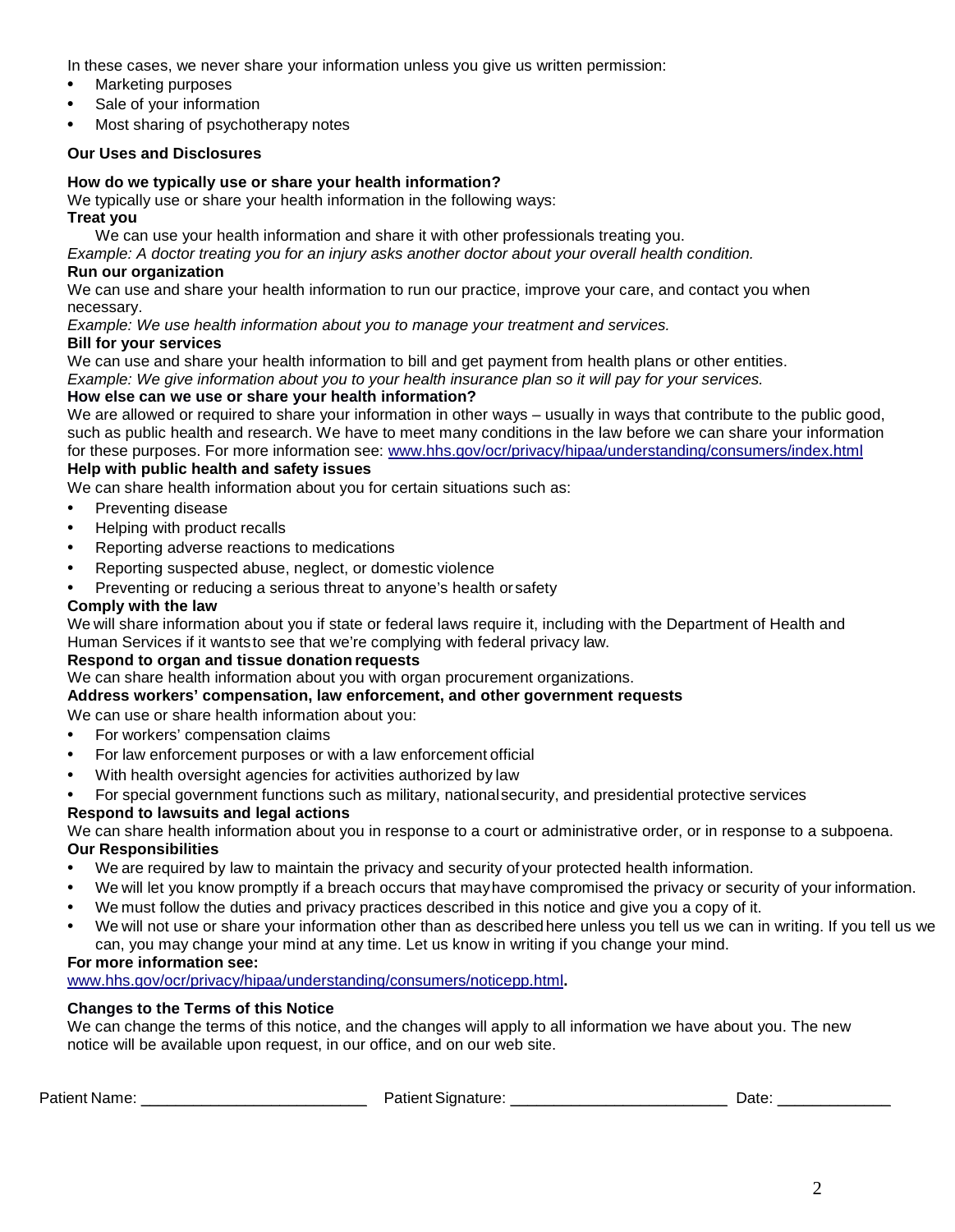In these cases, we never share your information unless you give us written permission:

- Marketing purposes
- Sale of your information
- Most sharing of psychotherapy notes

**Our Uses and Disclosures**

**How do we typically use or share your health information?**

We typically use or share your health information in the following ways:

**Treat you**

We can use your health information and share it with other professionals treating you.

*Example: A doctor treating you for an injury asks another doctor about your overall health condition.*

**Run our organization**

We can use and share your health information to run our practice, improve your care, and contact you when necessary.

*Example: We use health information about you to manage your treatment and services.*

**Bill for your services**

We can use and share your health information to bill and get payment from health plans or other entities.

*Example: We give information about you to your health insurance plan so it will pay for your services.*

**How else can we use or share your health information?**

We are allowed or required to share your information in other ways – usually in ways that contribute to the public good, such as public health and research. We have to meet many conditions in the law before we can share your information for these purposes. For more information see: www.hhs.gov/ocr/privacy/hipaa/understanding/consumers/index.html

**Help with public health and safety issues**

We can share health information about you for certain situations such as:

- Preventing disease
- Helping with product recalls
- Reporting adverse reactions to medications
- Reporting suspected abuse, neglect, or domestic violence
- Preventing or reducing a serious threat to anyone's health or safety

**Comply with the law**

We will share information about you if state or federal laws require it, including with the Department of Health and Human Services if it wants to see that we're complying with federal privacy law.

**Respond to organ and tissue donation requests**

We can share health information about you with organ procurement organizations.

**Address workers' compensation, law enforcement, and other government requests**

We can use or share health information about you:

- For workers' compensation claims
- For law enforcement purposes or with a law enforcement official
- With health oversight agencies for activities authorized by law
- For special government functions such as military, national security, and presidential protective services

**Respond to lawsuits and legal actions**

We can share health information about you in response to a court or administrative order, or in response to a subpoena.

**Our Responsibilities**

- We are required by law to maintain the privacy and security of your protected health information.
- We will let you know promptly if a breach occurs that may have compromised the privacy or security of your information.
- We must follow the duties and privacy practices described in this notice and give you a copy of it.
- We will not use or share your information other than as described here unless you tell us we can in writing. If you tell us we can, you may change your mind at any time. Let us know in writing if you change your mind.

**For more information see:**

www.hhs.gov/ocr/privacy/hipaa/understanding/consumers/noticepp.html**.**

**Changes to the Terms of this Notice**

We can change the terms of this notice, and the changes will apply to all information we have about you. The new notice will be available upon request, in our office, and on our web site.

Patient Name: ___________________________ Patient Signature: _________________________ Date: _____________